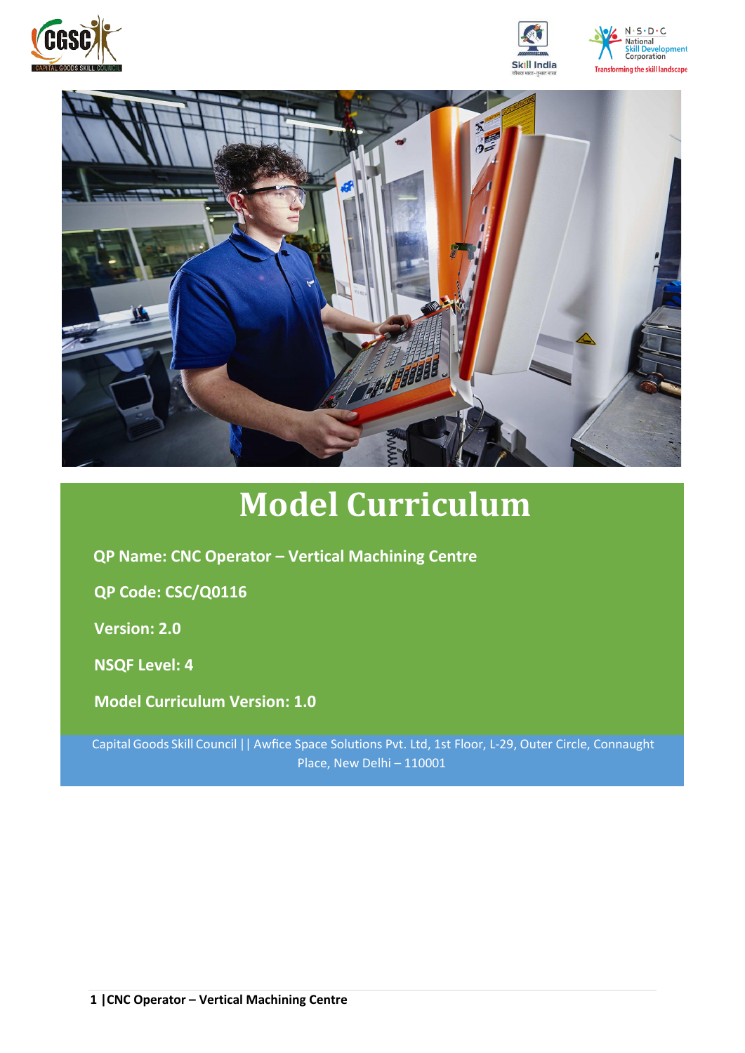# Model Curriculum

**QP Name: CNC Operator – Vertical Machining Centre**

**QP Code: CSC/Q0116**

**Version: 2.0**

**NSQF Level: 4**

**Model Curriculum Version: 1.0**

Capital Goods Skill Council || Awfice Space Solutions Pvt. Ltd, 1st Floor, L-29, Outer Circle, Connaught Place, New Delhi – 110001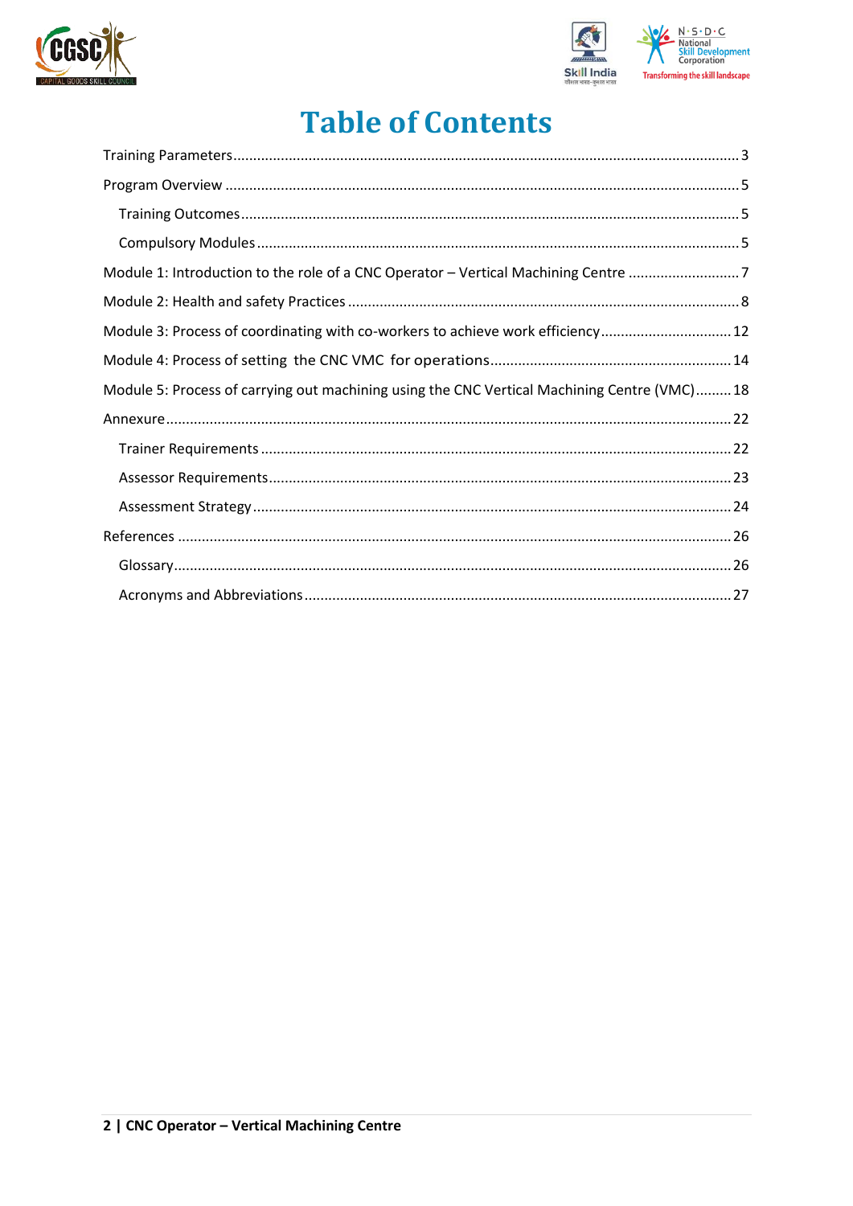# Table of Contents

- Training Parameters 3
- Program Overview 5
  - Training Outcomes 5
  - Compulsory Modules 5
- Module 1: Introduction to the role of a CNC Operator – Vertical Machining Centre 7
- Module 2: Health and safety Practices 8
- Module 3: Process of coordinating with co-workers to achieve work efficiency 12
- Module 4: Process of setting the CNC VMC for operations 14
- Module 5: Process of carrying out machining using the CNC Vertical Machining Centre (VMC) 18
- Annexure 22
  - Trainer Requirements 22
  - Assessor Requirements 23
  - Assessment Strategy 24
- References 26
  - Glossary 26
  - Acronyms and Abbreviations 27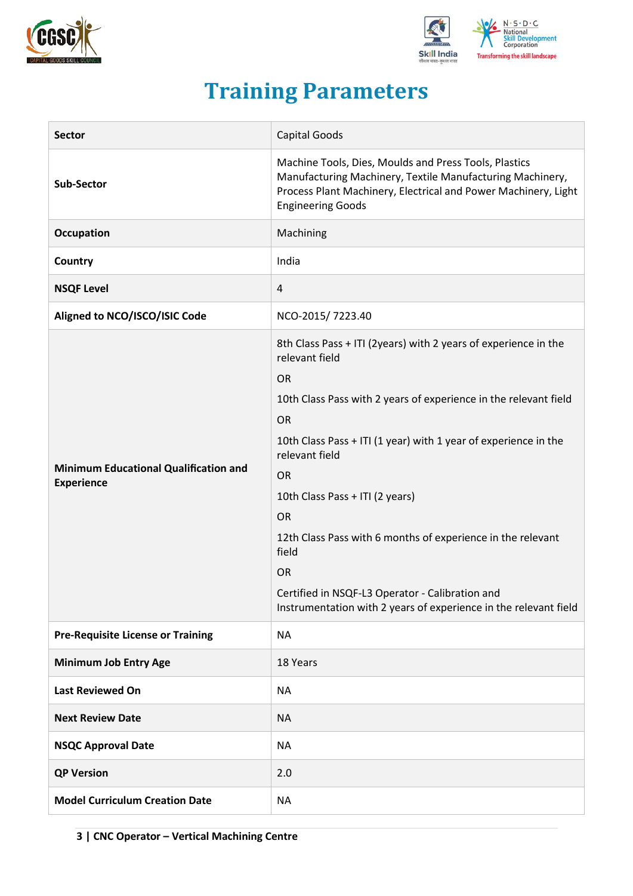# Training Parameters

| Sector | Capital Goods |
|---|---|
| Sub-Sector | Machine Tools, Dies, Moulds and Press Tools, Plastics Manufacturing Machinery, Textile Manufacturing Machinery, Process Plant Machinery, Electrical and Power Machinery, Light Engineering Goods |
| Occupation | Machining |
| Country | India |
| NSQF Level | 4 |
| Aligned to NCO/ISCO/ISIC Code | NCO-2015/ 7223.40 |
| Minimum Educational Qualification and Experience | 8th Class Pass + ITI (2years) with 2 years of experience in the relevant field<br>OR<br>10th Class Pass with 2 years of experience in the relevant field<br>OR<br>10th Class Pass + ITI (1 year) with 1 year of experience in the relevant field<br>OR<br>10th Class Pass + ITI (2 years)<br>OR<br>12th Class Pass with 6 months of experience in the relevant field<br>OR<br>Certified in NSQF-L3 Operator - Calibration and Instrumentation with 2 years of experience in the relevant field |
| Pre-Requisite License or Training | NA |
| Minimum Job Entry Age | 18 Years |
| Last Reviewed On | NA |
| Next Review Date | NA |
| NSQC Approval Date | NA |
| QP Version | 2.0 |
| Model Curriculum Creation Date | NA |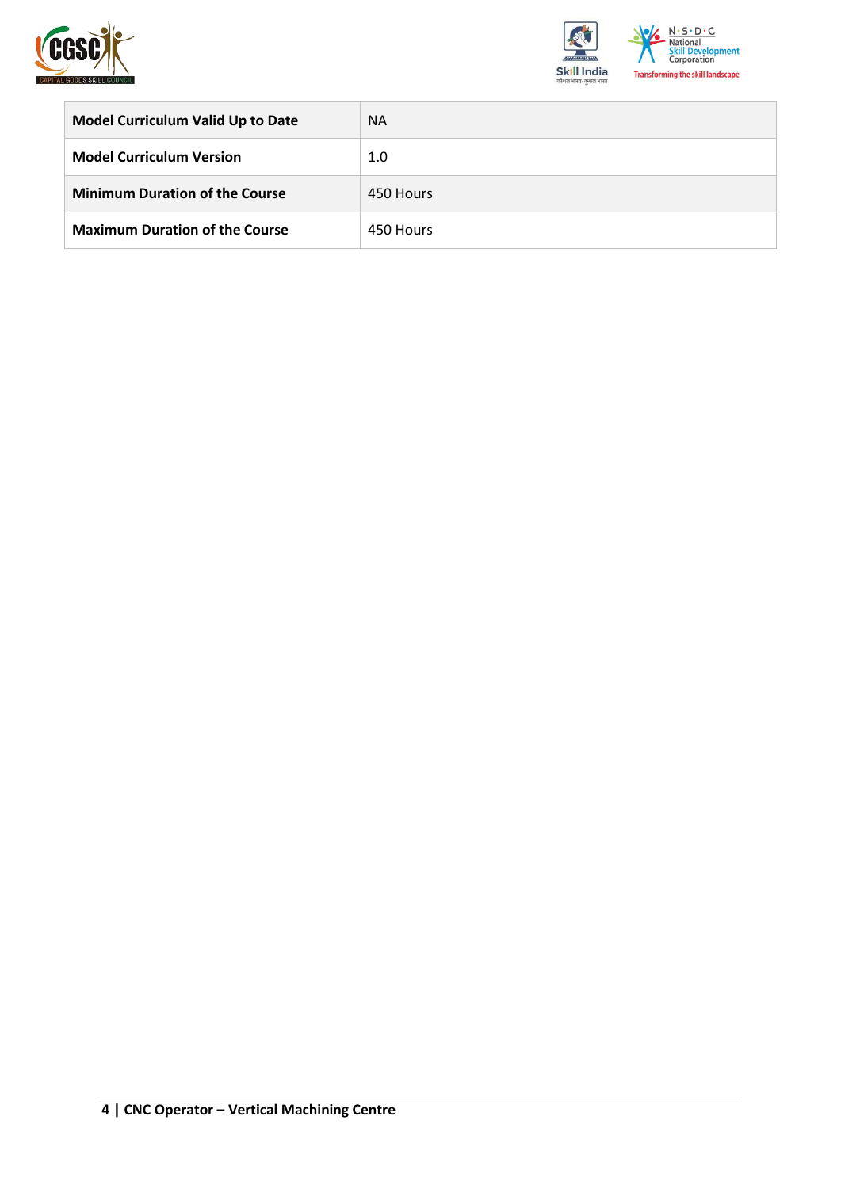| | |
|---|---|
| **Model Curriculum Valid Up to Date** | NA |
| **Model Curriculum Version** | 1.0 |
| **Minimum Duration of the Course** | 450 Hours |
| **Maximum Duration of the Course** | 450 Hours |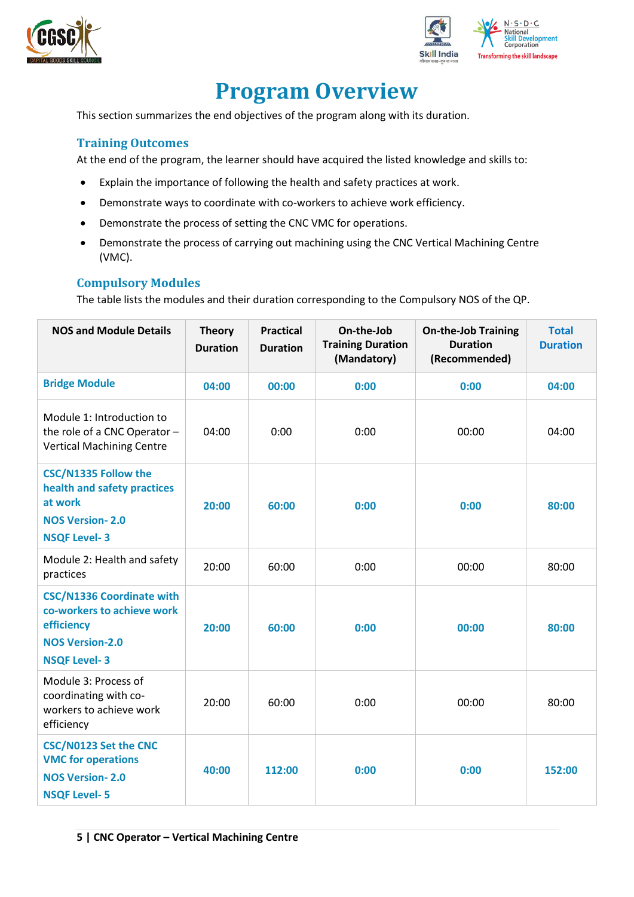# Program Overview

This section summarizes the end objectives of the program along with its duration.

## Training Outcomes

At the end of the program, the learner should have acquired the listed knowledge and skills to:

- Explain the importance of following the health and safety practices at work.
- Demonstrate ways to coordinate with co-workers to achieve work efficiency.
- Demonstrate the process of setting the CNC VMC for operations.
- Demonstrate the process of carrying out machining using the CNC Vertical Machining Centre (VMC).

## Compulsory Modules

The table lists the modules and their duration corresponding to the Compulsory NOS of the QP.

| NOS and Module Details | Theory Duration | Practical Duration | On-the-Job Training Duration (Mandatory) | On-the-Job Training Duration (Recommended) | Total Duration |
|---|---|---|---|---|---|
| **Bridge Module** | **04:00** | **00:00** | **0:00** | **0:00** | **04:00** |
| Module 1: Introduction to the role of a CNC Operator – Vertical Machining Centre | 04:00 | 0:00 | 0:00 | 00:00 | 04:00 |
| **CSC/N1335 Follow the health and safety practices at work**<br>**NOS Version- 2.0**<br>**NSQF Level- 3** | **20:00** | **60:00** | **0:00** | **0:00** | **80:00** |
| Module 2: Health and safety practices | 20:00 | 60:00 | 0:00 | 00:00 | 80:00 |
| **CSC/N1336 Coordinate with co-workers to achieve work efficiency**<br>**NOS Version-2.0**<br>**NSQF Level- 3** | **20:00** | **60:00** | **0:00** | **00:00** | **80:00** |
| Module 3: Process of coordinating with co-workers to achieve work efficiency | 20:00 | 60:00 | 0:00 | 00:00 | 80:00 |
| **CSC/N0123 Set the CNC VMC for operations**<br>**NOS Version- 2.0**<br>**NSQF Level- 5** | **40:00** | **112:00** | **0:00** | **0:00** | **152:00** |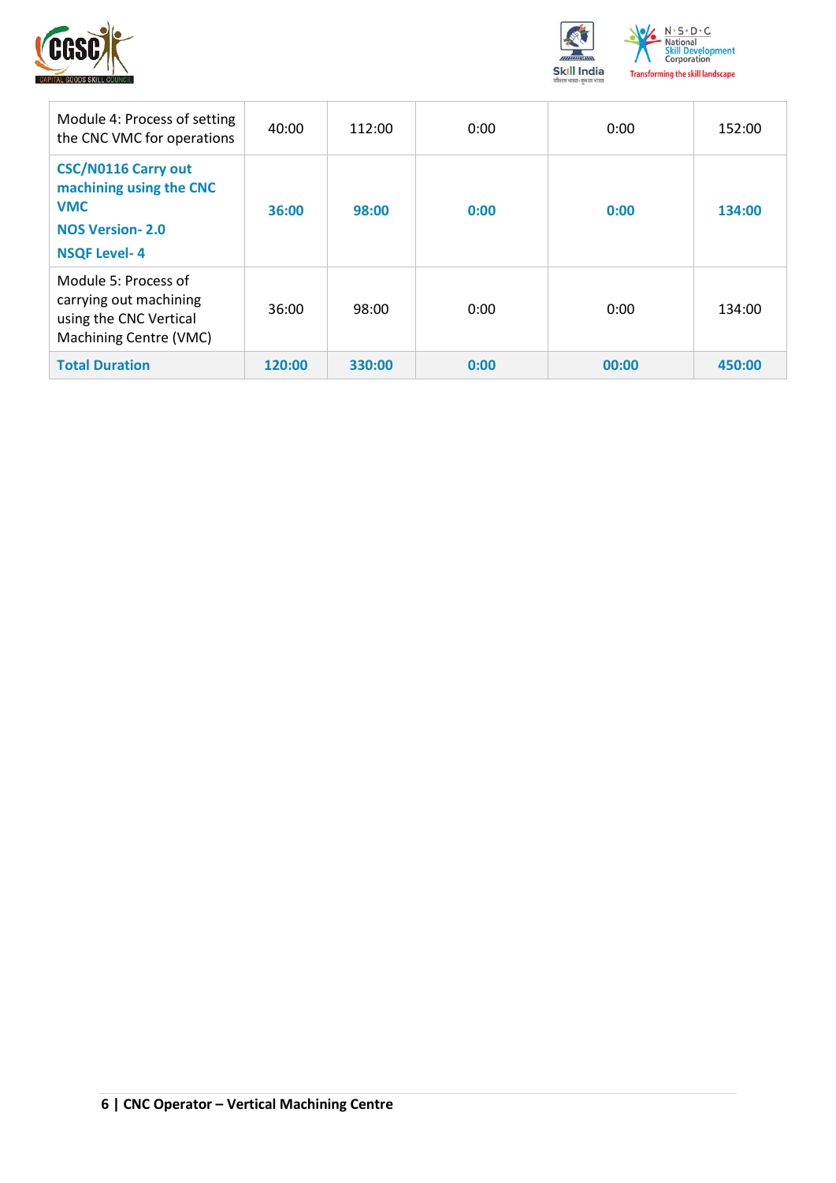| | | | | | |
|---|---|---|---|---|---|
| Module 4: Process of setting the CNC VMC for operations | 40:00 | 112:00 | 0:00 | 0:00 | 152:00 |
| **CSC/N0116 Carry out machining using the CNC VMC**<br>**NOS Version- 2.0**<br>**NSQF Level- 4** | **36:00** | **98:00** | **0:00** | **0:00** | **134:00** |
| Module 5: Process of carrying out machining using the CNC Vertical Machining Centre (VMC) | 36:00 | 98:00 | 0:00 | 0:00 | 134:00 |
| **Total Duration** | **120:00** | **330:00** | **0:00** | **00:00** | **450:00** |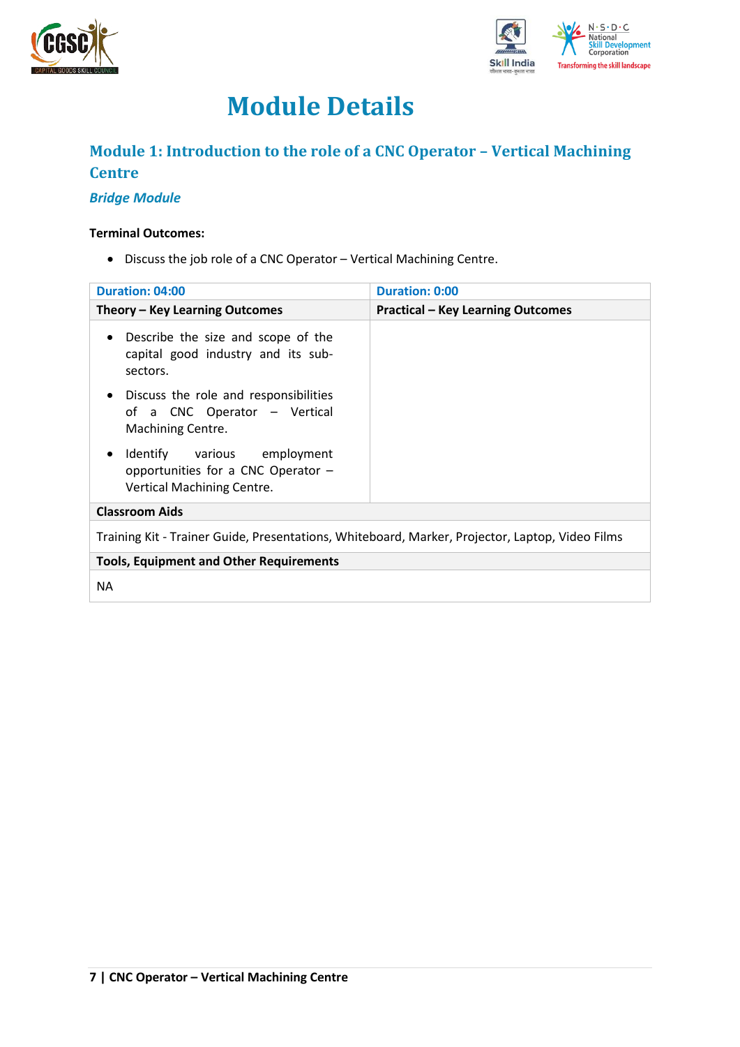# Module Details

## Module 1: Introduction to the role of a CNC Operator – Vertical Machining Centre

*Bridge Module*

**Terminal Outcomes:**

- Discuss the job role of a CNC Operator – Vertical Machining Centre.

| Duration: 04:00 | Duration: 0:00 |
|---|---|
| **Theory – Key Learning Outcomes** | **Practical – Key Learning Outcomes** |
| • Describe the size and scope of the capital good industry and its sub-sectors.<br>• Discuss the role and responsibilities of a CNC Operator – Vertical Machining Centre.<br>• Identify various employment opportunities for a CNC Operator – Vertical Machining Centre. | |
| **Classroom Aids** | |
| Training Kit - Trainer Guide, Presentations, Whiteboard, Marker, Projector, Laptop, Video Films | |
| **Tools, Equipment and Other Requirements** | |
| NA | |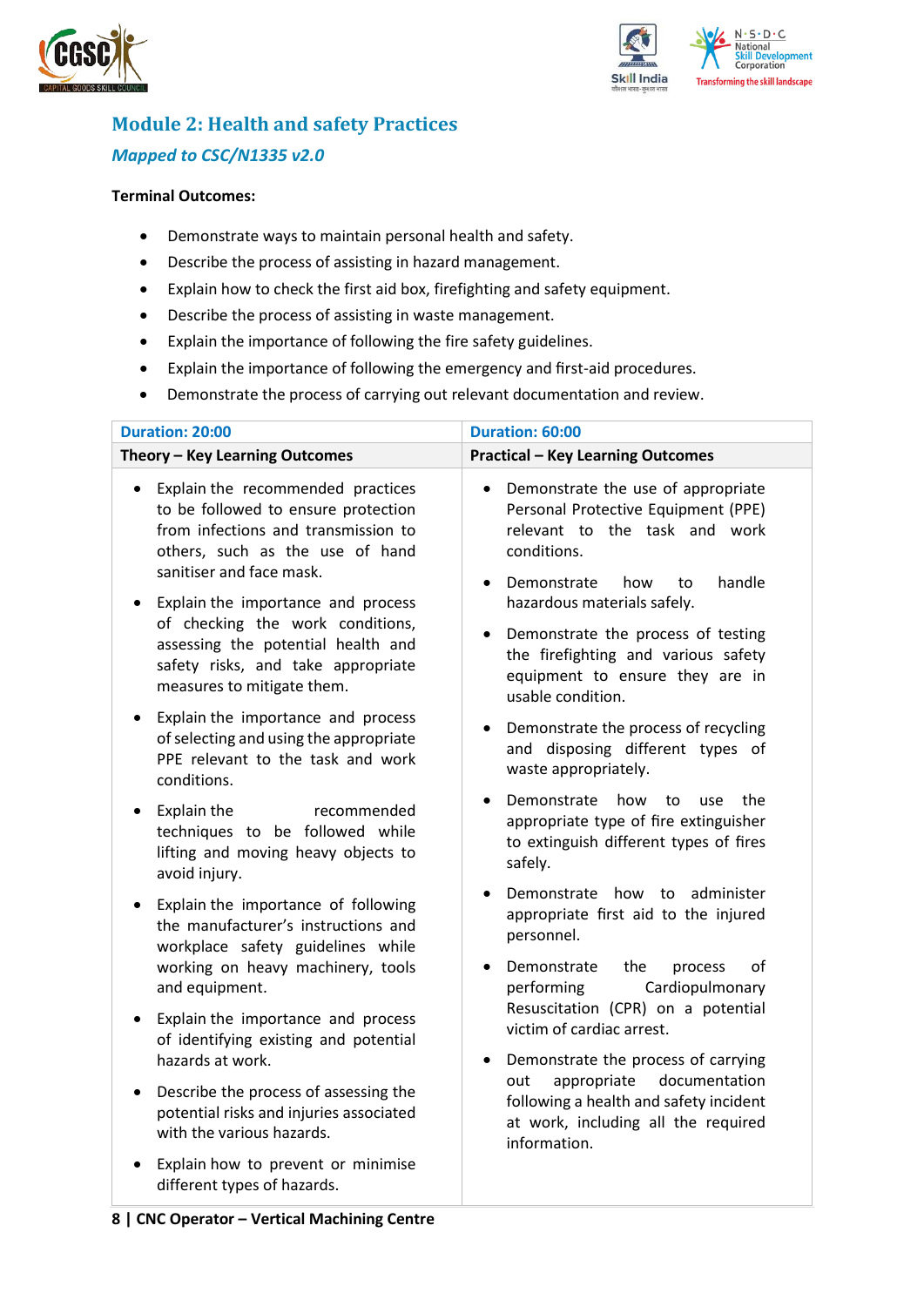## Module 2: Health and safety Practices

### *Mapped to CSC/N1335 v2.0*

**Terminal Outcomes:**

- Demonstrate ways to maintain personal health and safety.
- Describe the process of assisting in hazard management.
- Explain how to check the first aid box, firefighting and safety equipment.
- Describe the process of assisting in waste management.
- Explain the importance of following the fire safety guidelines.
- Explain the importance of following the emergency and first-aid procedures.
- Demonstrate the process of carrying out relevant documentation and review.

| Duration: 20:00 | Duration: 60:00 |
|---|---|
| **Theory – Key Learning Outcomes** | **Practical – Key Learning Outcomes** |
| • Explain the recommended practices to be followed to ensure protection from infections and transmission to others, such as the use of hand sanitiser and face mask.<br>• Explain the importance and process of checking the work conditions, assessing the potential health and safety risks, and take appropriate measures to mitigate them.<br>• Explain the importance and process of selecting and using the appropriate PPE relevant to the task and work conditions.<br>• Explain the recommended techniques to be followed while lifting and moving heavy objects to avoid injury.<br>• Explain the importance of following the manufacturer's instructions and workplace safety guidelines while working on heavy machinery, tools and equipment.<br>• Explain the importance and process of identifying existing and potential hazards at work.<br>• Describe the process of assessing the potential risks and injuries associated with the various hazards.<br>• Explain how to prevent or minimise different types of hazards. | • Demonstrate the use of appropriate Personal Protective Equipment (PPE) relevant to the task and work conditions.<br>• Demonstrate how to handle hazardous materials safely.<br>• Demonstrate the process of testing the firefighting and various safety equipment to ensure they are in usable condition.<br>• Demonstrate the process of recycling and disposing different types of waste appropriately.<br>• Demonstrate how to use the appropriate type of fire extinguisher to extinguish different types of fires safely.<br>• Demonstrate how to administer appropriate first aid to the injured personnel.<br>• Demonstrate the process of performing Cardiopulmonary Resuscitation (CPR) on a potential victim of cardiac arrest.<br>• Demonstrate the process of carrying out appropriate documentation following a health and safety incident at work, including all the required information. |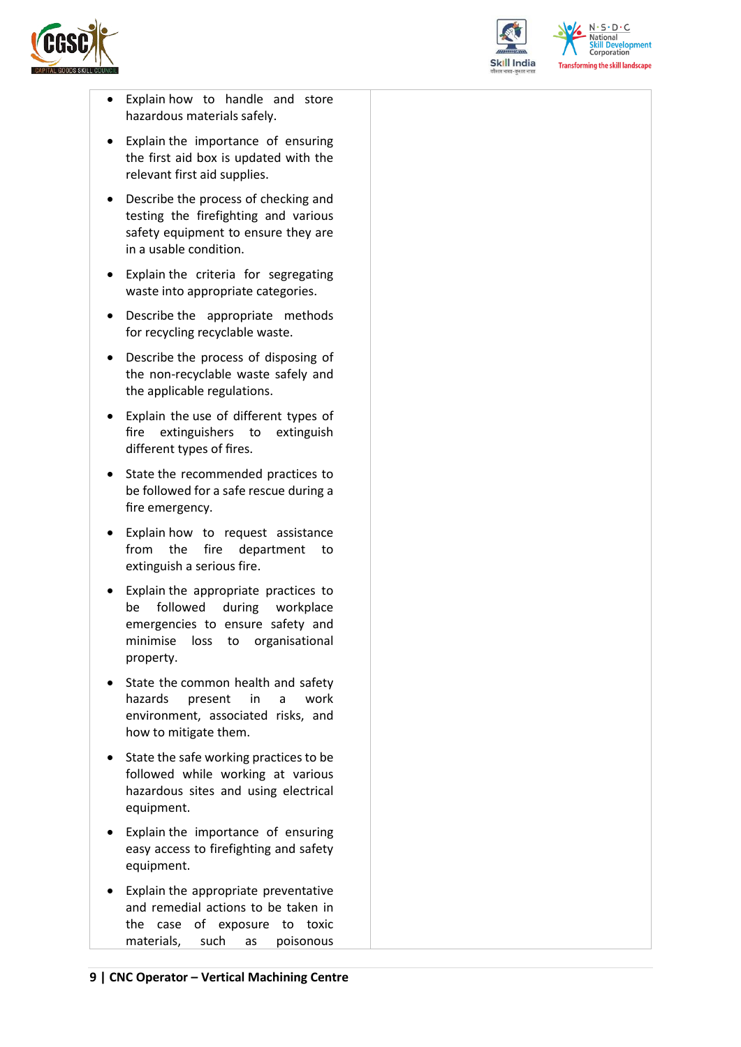| | |
|---|---|
| • Explain how to handle and store hazardous materials safely.<br>• Explain the importance of ensuring the first aid box is updated with the relevant first aid supplies.<br>• Describe the process of checking and testing the firefighting and various safety equipment to ensure they are in a usable condition.<br>• Explain the criteria for segregating waste into appropriate categories.<br>• Describe the appropriate methods for recycling recyclable waste.<br>• Describe the process of disposing of the non-recyclable waste safely and the applicable regulations.<br>• Explain the use of different types of fire extinguishers to extinguish different types of fires.<br>• State the recommended practices to be followed for a safe rescue during a fire emergency.<br>• Explain how to request assistance from the fire department to extinguish a serious fire.<br>• Explain the appropriate practices to be followed during workplace emergencies to ensure safety and minimise loss to organisational property.<br>• State the common health and safety hazards present in a work environment, associated risks, and how to mitigate them.<br>• State the safe working practices to be followed while working at various hazardous sites and using electrical equipment.<br>• Explain the importance of ensuring easy access to firefighting and safety equipment.<br>• Explain the appropriate preventative and remedial actions to be taken in the case of exposure to toxic materials, such as poisonous | |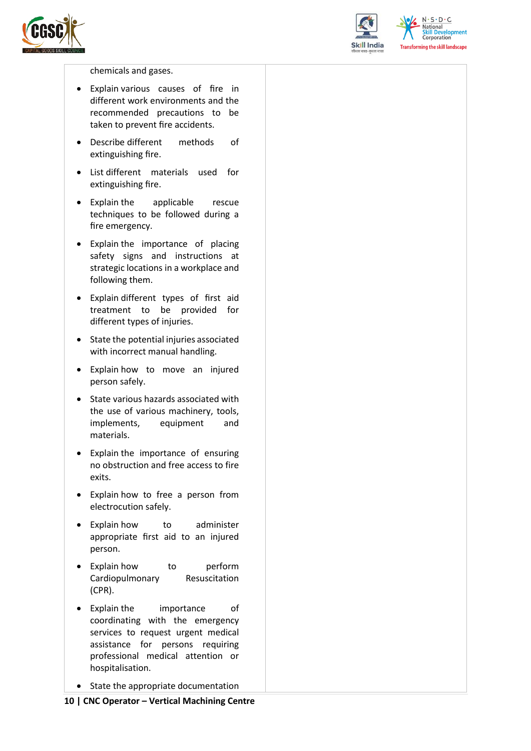| | |
|---|---|
| chemicals and gases.<br>• Explain various causes of fire in different work environments and the recommended precautions to be taken to prevent fire accidents.<br>• Describe different methods of extinguishing fire.<br>• List different materials used for extinguishing fire.<br>• Explain the applicable rescue techniques to be followed during a fire emergency.<br>• Explain the importance of placing safety signs and instructions at strategic locations in a workplace and following them.<br>• Explain different types of first aid treatment to be provided for different types of injuries.<br>• State the potential injuries associated with incorrect manual handling.<br>• Explain how to move an injured person safely.<br>• State various hazards associated with the use of various machinery, tools, implements, equipment and materials.<br>• Explain the importance of ensuring no obstruction and free access to fire exits.<br>• Explain how to free a person from electrocution safely.<br>• Explain how to administer appropriate first aid to an injured person.<br>• Explain how to perform Cardiopulmonary Resuscitation (CPR).<br>• Explain the importance of coordinating with the emergency services to request urgent medical assistance for persons requiring professional medical attention or hospitalisation.<br>• State the appropriate documentation | |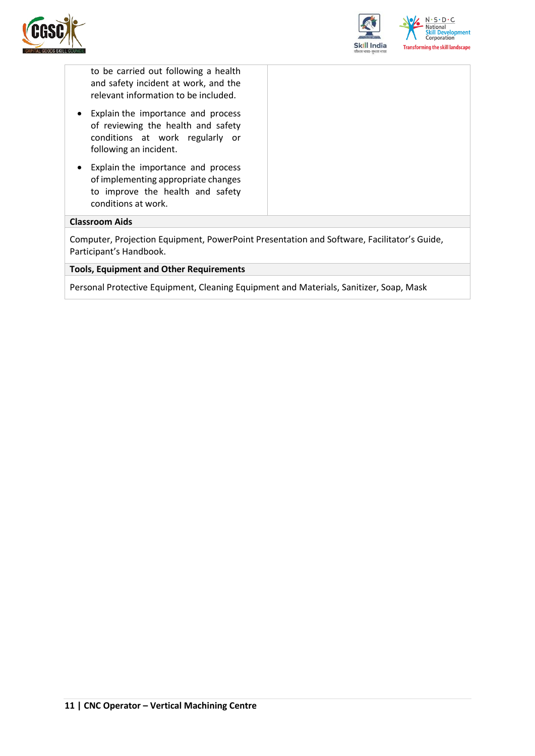| | |
|---|---|
| to be carried out following a health and safety incident at work, and the relevant information to be included.<br>• Explain the importance and process of reviewing the health and safety conditions at work regularly or following an incident.<br>• Explain the importance and process of implementing appropriate changes to improve the health and safety conditions at work. | |

**Classroom Aids**

Computer, Projection Equipment, PowerPoint Presentation and Software, Facilitator's Guide, Participant's Handbook.

**Tools, Equipment and Other Requirements**

Personal Protective Equipment, Cleaning Equipment and Materials, Sanitizer, Soap, Mask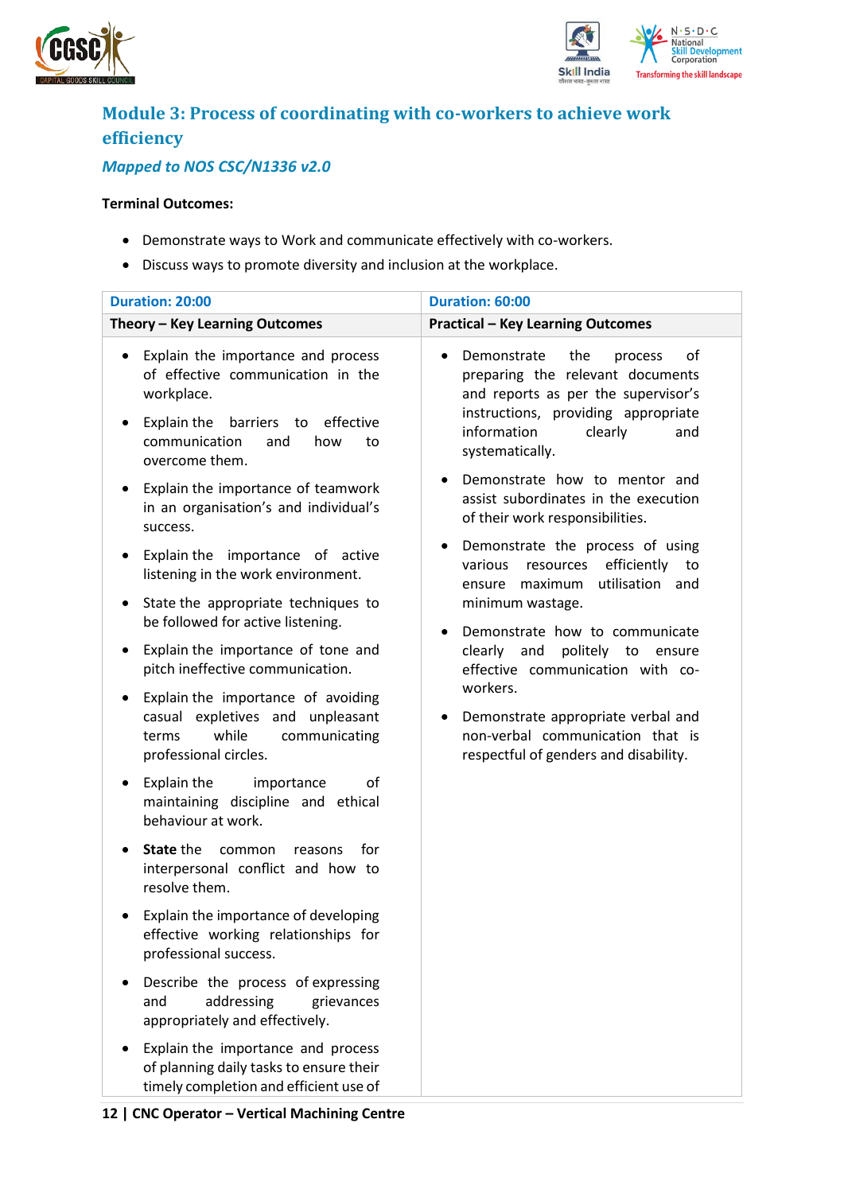## Module 3: Process of coordinating with co-workers to achieve work efficiency

*Mapped to NOS CSC/N1336 v2.0*

**Terminal Outcomes:**

- Demonstrate ways to Work and communicate effectively with co-workers.
- Discuss ways to promote diversity and inclusion at the workplace.

| Duration: 20:00 | Duration: 60:00 |
|---|---|
| **Theory – Key Learning Outcomes** | **Practical – Key Learning Outcomes** |
| • Explain the importance and process of effective communication in the workplace.<br>• Explain the barriers to effective communication and how to overcome them.<br>• Explain the importance of teamwork in an organisation's and individual's success.<br>• Explain the importance of active listening in the work environment.<br>• State the appropriate techniques to be followed for active listening.<br>• Explain the importance of tone and pitch ineffective communication.<br>• Explain the importance of avoiding casual expletives and unpleasant terms while communicating professional circles.<br>• Explain the importance of maintaining discipline and ethical behaviour at work.<br>• **State** the common reasons for interpersonal conflict and how to resolve them.<br>• Explain the importance of developing effective working relationships for professional success.<br>• Describe the process of expressing and addressing grievances appropriately and effectively.<br>• Explain the importance and process of planning daily tasks to ensure their timely completion and efficient use of | • Demonstrate the process of preparing the relevant documents and reports as per the supervisor's instructions, providing appropriate information clearly and systematically.<br>• Demonstrate how to mentor and assist subordinates in the execution of their work responsibilities.<br>• Demonstrate the process of using various resources efficiently to ensure maximum utilisation and minimum wastage.<br>• Demonstrate how to communicate clearly and politely to ensure effective communication with co-workers.<br>• Demonstrate appropriate verbal and non-verbal communication that is respectful of genders and disability. |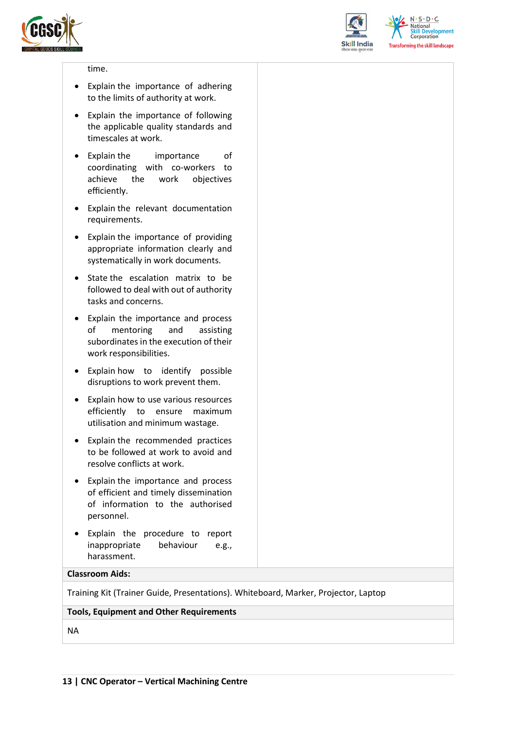| | |
|---|---|
| time.<br><br>• Explain the importance of adhering to the limits of authority at work.<br>• Explain the importance of following the applicable quality standards and timescales at work.<br>• Explain the importance of coordinating with co-workers to achieve the work objectives efficiently.<br>• Explain the relevant documentation requirements.<br>• Explain the importance of providing appropriate information clearly and systematically in work documents.<br>• State the escalation matrix to be followed to deal with out of authority tasks and concerns.<br>• Explain the importance and process of mentoring and assisting subordinates in the execution of their work responsibilities.<br>• Explain how to identify possible disruptions to work prevent them.<br>• Explain how to use various resources efficiently to ensure maximum utilisation and minimum wastage.<br>• Explain the recommended practices to be followed at work to avoid and resolve conflicts at work.<br>• Explain the importance and process of efficient and timely dissemination of information to the authorised personnel.<br>• Explain the procedure to report inappropriate behaviour e.g., harassment. | |

**Classroom Aids:**

Training Kit (Trainer Guide, Presentations). Whiteboard, Marker, Projector, Laptop

**Tools, Equipment and Other Requirements**

NA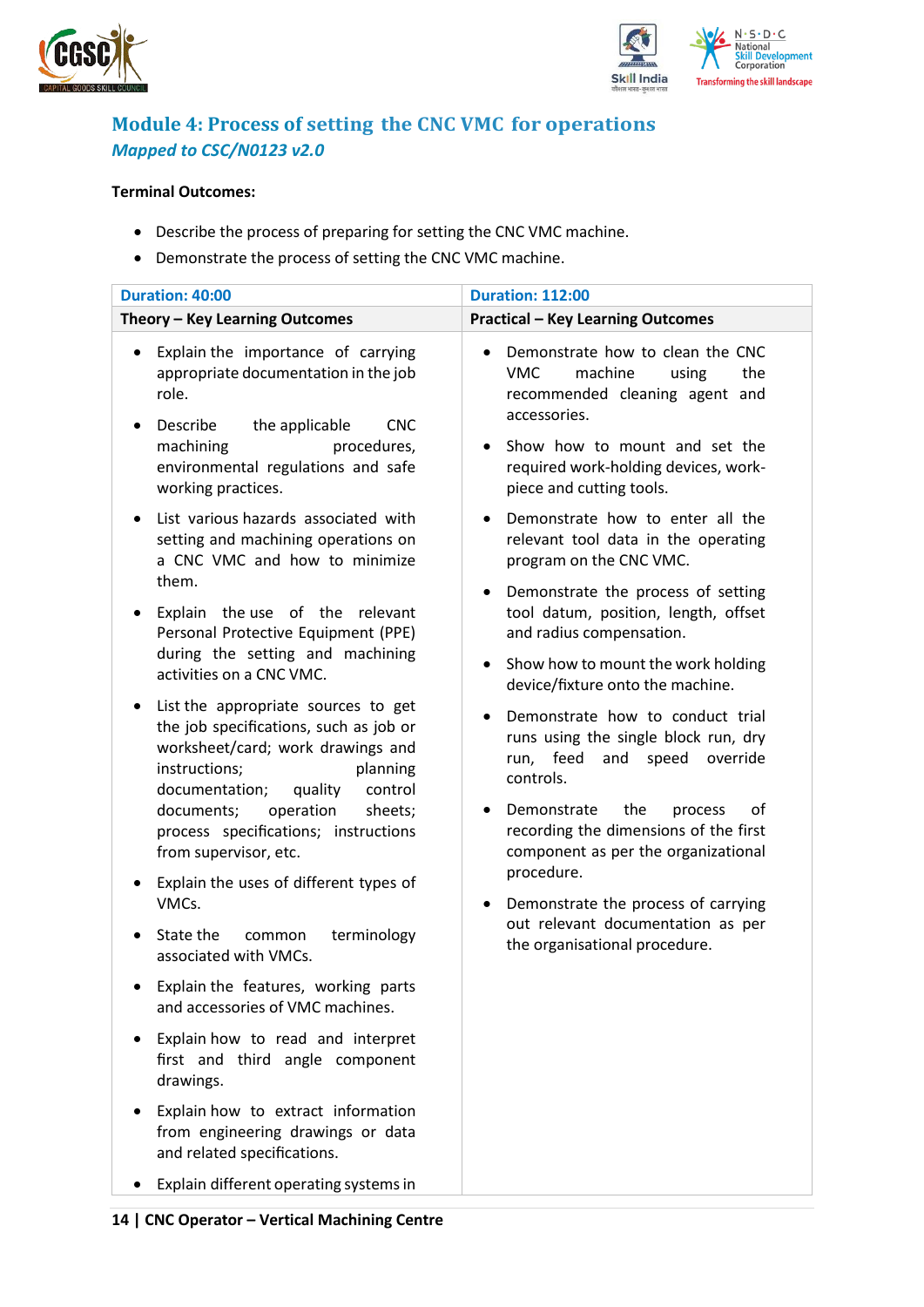## Module 4: Process of setting the CNC VMC for operations

*Mapped to CSC/N0123 v2.0*

**Terminal Outcomes:**

- Describe the process of preparing for setting the CNC VMC machine.
- Demonstrate the process of setting the CNC VMC machine.

| Duration: 40:00 | Duration: 112:00 |
|---|---|
| **Theory – Key Learning Outcomes** | **Practical – Key Learning Outcomes** |
| • Explain the importance of carrying appropriate documentation in the job role.<br>• Describe the applicable CNC machining procedures, environmental regulations and safe working practices.<br>• List various hazards associated with setting and machining operations on a CNC VMC and how to minimize them.<br>• Explain the use of the relevant Personal Protective Equipment (PPE) during the setting and machining activities on a CNC VMC.<br>• List the appropriate sources to get the job specifications, such as job or worksheet/card; work drawings and instructions; planning documentation; quality control documents; operation sheets; process specifications; instructions from supervisor, etc.<br>• Explain the uses of different types of VMCs.<br>• State the common terminology associated with VMCs.<br>• Explain the features, working parts and accessories of VMC machines.<br>• Explain how to read and interpret first and third angle component drawings.<br>• Explain how to extract information from engineering drawings or data and related specifications.<br>• Explain different operating systems in | • Demonstrate how to clean the CNC VMC machine using the recommended cleaning agent and accessories.<br>• Show how to mount and set the required work-holding devices, work-piece and cutting tools.<br>• Demonstrate how to enter all the relevant tool data in the operating program on the CNC VMC.<br>• Demonstrate the process of setting tool datum, position, length, offset and radius compensation.<br>• Show how to mount the work holding device/fixture onto the machine.<br>• Demonstrate how to conduct trial runs using the single block run, dry run, feed and speed override controls.<br>• Demonstrate the process of recording the dimensions of the first component as per the organizational procedure.<br>• Demonstrate the process of carrying out relevant documentation as per the organisational procedure. |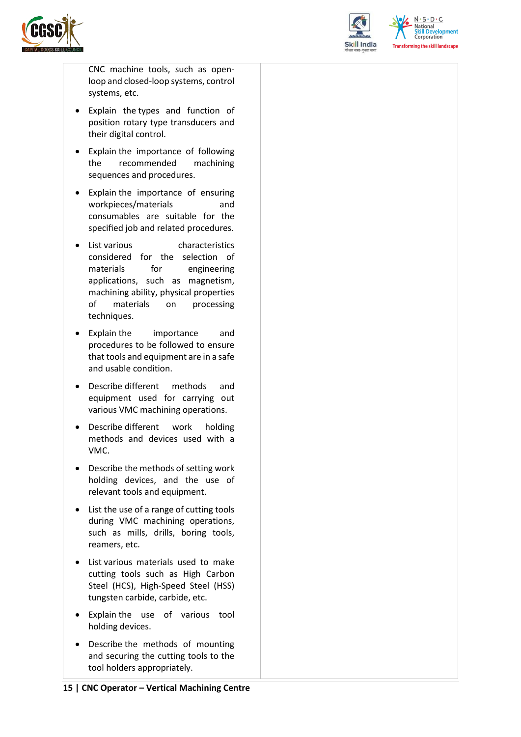| | |
|---|---|
| CNC machine tools, such as open-loop and closed-loop systems, control systems, etc.<br>• Explain the types and function of position rotary type transducers and their digital control.<br>• Explain the importance of following the recommended machining sequences and procedures.<br>• Explain the importance of ensuring workpieces/materials and consumables are suitable for the specified job and related procedures.<br>• List various characteristics considered for the selection of materials for engineering applications, such as magnetism, machining ability, physical properties of materials on processing techniques.<br>• Explain the importance and procedures to be followed to ensure that tools and equipment are in a safe and usable condition.<br>• Describe different methods and equipment used for carrying out various VMC machining operations.<br>• Describe different work holding methods and devices used with a VMC.<br>• Describe the methods of setting work holding devices, and the use of relevant tools and equipment.<br>• List the use of a range of cutting tools during VMC machining operations, such as mills, drills, boring tools, reamers, etc.<br>• List various materials used to make cutting tools such as High Carbon Steel (HCS), High-Speed Steel (HSS) tungsten carbide, carbide, etc.<br>• Explain the use of various tool holding devices.<br>• Describe the methods of mounting and securing the cutting tools to the tool holders appropriately. | |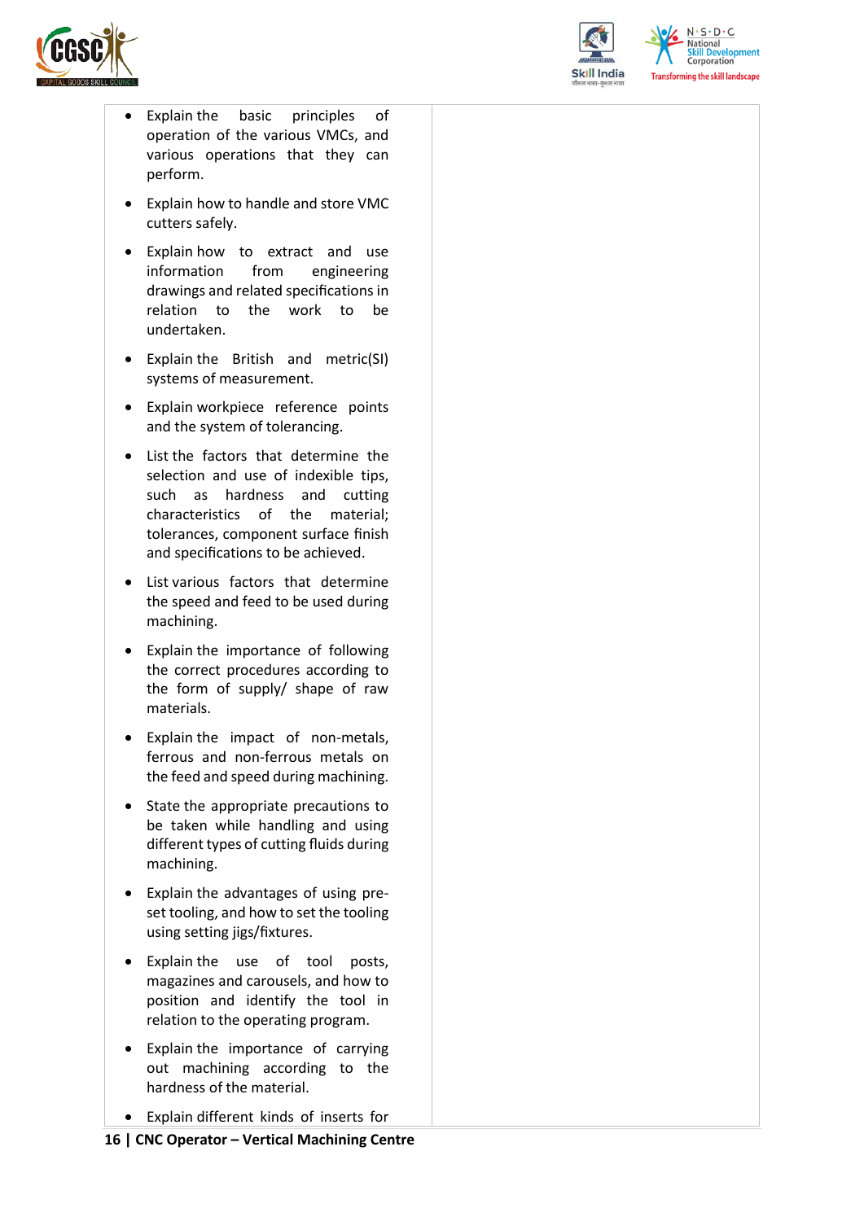| | |
|---|---|
| • Explain the basic principles of operation of the various VMCs, and various operations that they can perform.<br>• Explain how to handle and store VMC cutters safely.<br>• Explain how to extract and use information from engineering drawings and related specifications in relation to the work to be undertaken.<br>• Explain the British and metric(SI) systems of measurement.<br>• Explain workpiece reference points and the system of tolerancing.<br>• List the factors that determine the selection and use of indexible tips, such as hardness and cutting characteristics of the material; tolerances, component surface finish and specifications to be achieved.<br>• List various factors that determine the speed and feed to be used during machining.<br>• Explain the importance of following the correct procedures according to the form of supply/ shape of raw materials.<br>• Explain the impact of non-metals, ferrous and non-ferrous metals on the feed and speed during machining.<br>• State the appropriate precautions to be taken while handling and using different types of cutting fluids during machining.<br>• Explain the advantages of using pre-set tooling, and how to set the tooling using setting jigs/fixtures.<br>• Explain the use of tool posts, magazines and carousels, and how to position and identify the tool in relation to the operating program.<br>• Explain the importance of carrying out machining according to the hardness of the material.<br>• Explain different kinds of inserts for | |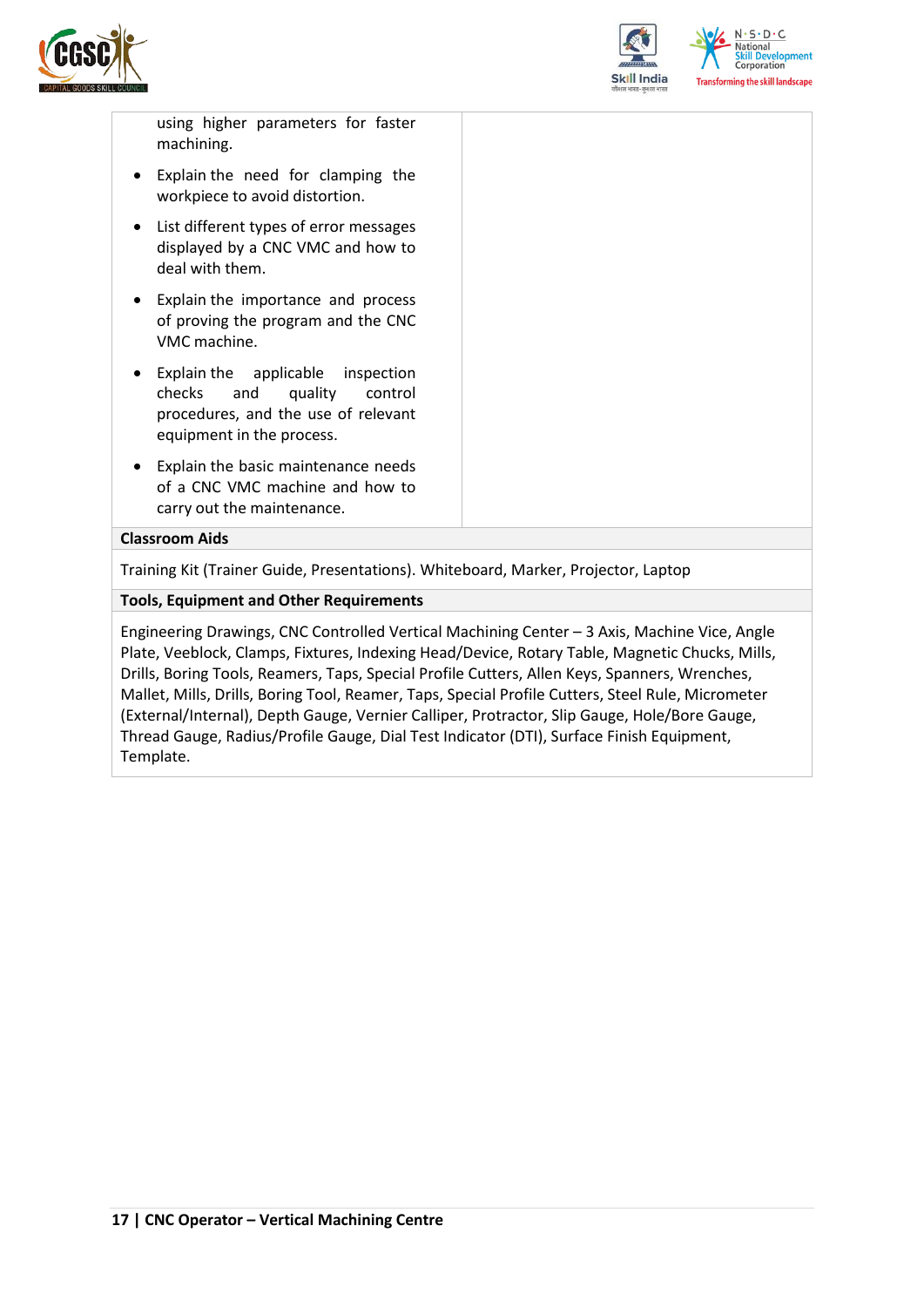| | |
|---|---|
| using higher parameters for faster machining.<br>• Explain the need for clamping the workpiece to avoid distortion.<br>• List different types of error messages displayed by a CNC VMC and how to deal with them.<br>• Explain the importance and process of proving the program and the CNC VMC machine.<br>• Explain the applicable inspection checks and quality control procedures, and the use of relevant equipment in the process.<br>• Explain the basic maintenance needs of a CNC VMC machine and how to carry out the maintenance. | |
| **Classroom Aids** | |
| Training Kit (Trainer Guide, Presentations). Whiteboard, Marker, Projector, Laptop | |
| **Tools, Equipment and Other Requirements** | |
| Engineering Drawings, CNC Controlled Vertical Machining Center – 3 Axis, Machine Vice, Angle Plate, Veeblock, Clamps, Fixtures, Indexing Head/Device, Rotary Table, Magnetic Chucks, Mills, Drills, Boring Tools, Reamers, Taps, Special Profile Cutters, Allen Keys, Spanners, Wrenches, Mallet, Mills, Drills, Boring Tool, Reamer, Taps, Special Profile Cutters, Steel Rule, Micrometer (External/Internal), Depth Gauge, Vernier Calliper, Protractor, Slip Gauge, Hole/Bore Gauge, Thread Gauge, Radius/Profile Gauge, Dial Test Indicator (DTI), Surface Finish Equipment, Template. | |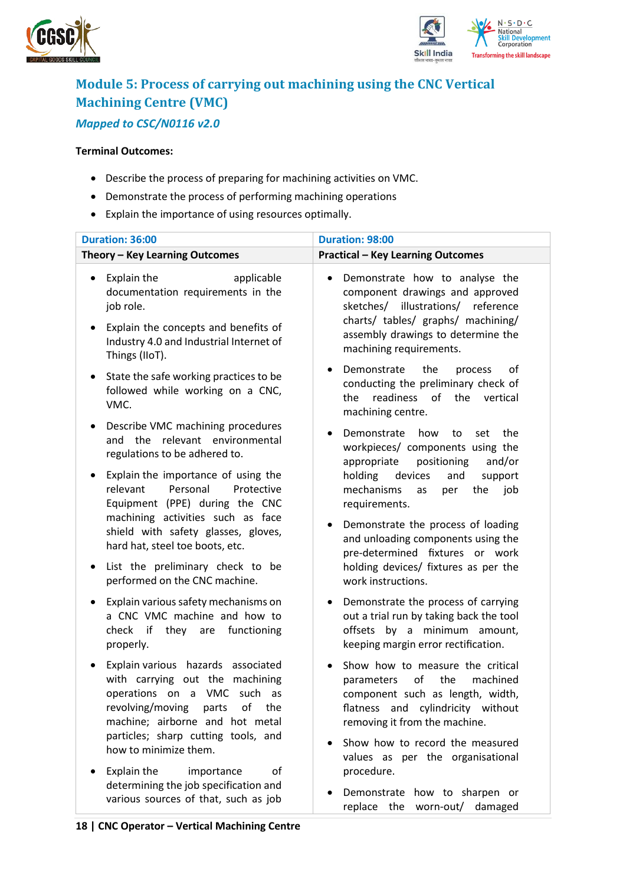## Module 5: Process of carrying out machining using the CNC Vertical Machining Centre (VMC)

***Mapped to CSC/N0116 v2.0***

**Terminal Outcomes:**

- Describe the process of preparing for machining activities on VMC.
- Demonstrate the process of performing machining operations
- Explain the importance of using resources optimally.

| Duration: 36:00 | Duration: 98:00 |
|---|---|
| **Theory – Key Learning Outcomes** | **Practical – Key Learning Outcomes** |
| • Explain the applicable documentation requirements in the job role.<br>• Explain the concepts and benefits of Industry 4.0 and Industrial Internet of Things (IIoT).<br>• State the safe working practices to be followed while working on a CNC, VMC.<br>• Describe VMC machining procedures and the relevant environmental regulations to be adhered to.<br>• Explain the importance of using the relevant Personal Protective Equipment (PPE) during the CNC machining activities such as face shield with safety glasses, gloves, hard hat, steel toe boots, etc.<br>• List the preliminary check to be performed on the CNC machine.<br>• Explain various safety mechanisms on a CNC VMC machine and how to check if they are functioning properly.<br>• Explain various hazards associated with carrying out the machining operations on a VMC such as revolving/moving parts of the machine; airborne and hot metal particles; sharp cutting tools, and how to minimize them.<br>• Explain the importance of determining the job specification and various sources of that, such as job | • Demonstrate how to analyse the component drawings and approved sketches/ illustrations/ reference charts/ tables/ graphs/ machining/ assembly drawings to determine the machining requirements.<br>• Demonstrate the process of conducting the preliminary check of the readiness of the vertical machining centre.<br>• Demonstrate how to set the workpieces/ components using the appropriate positioning and/or holding devices and support mechanisms as per the job requirements.<br>• Demonstrate the process of loading and unloading components using the pre-determined fixtures or work holding devices/ fixtures as per the work instructions.<br>• Demonstrate the process of carrying out a trial run by taking back the tool offsets by a minimum amount, keeping margin error rectification.<br>• Show how to measure the critical parameters of the machined component such as length, width, flatness and cylindricity without removing it from the machine.<br>• Show how to record the measured values as per the organisational procedure.<br>• Demonstrate how to sharpen or replace the worn-out/ damaged |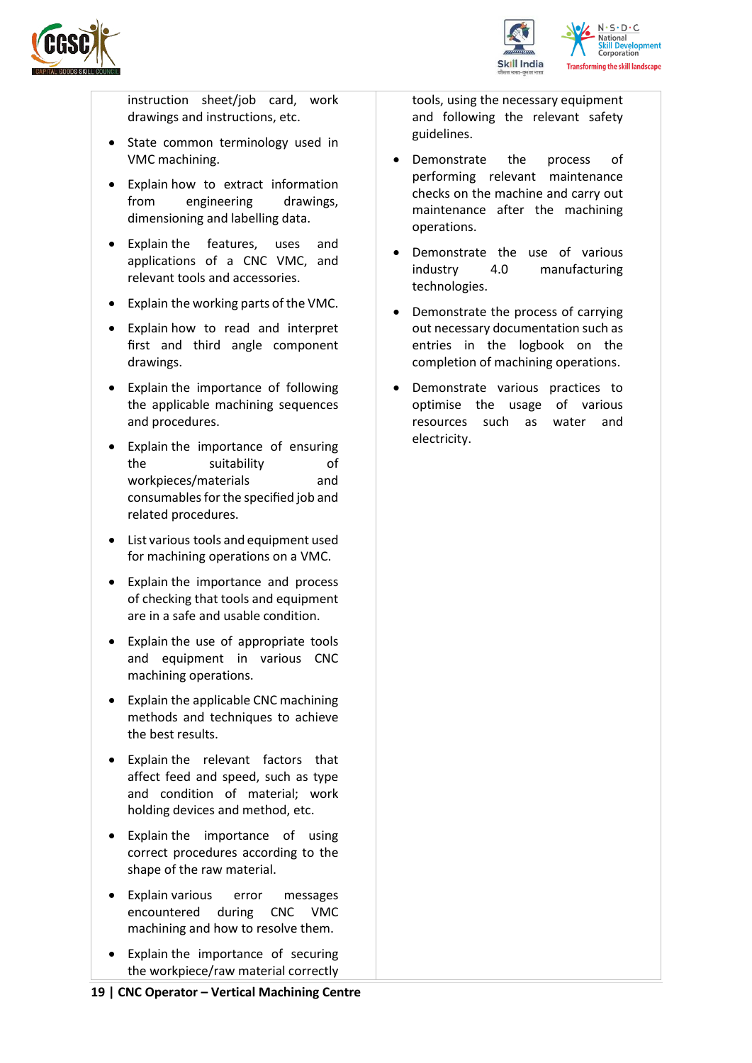| | |
|---|---|
| instruction sheet/job card, work drawings and instructions, etc.<br>• State common terminology used in VMC machining.<br>• Explain how to extract information from engineering drawings, dimensioning and labelling data.<br>• Explain the features, uses and applications of a CNC VMC, and relevant tools and accessories.<br>• Explain the working parts of the VMC.<br>• Explain how to read and interpret first and third angle component drawings.<br>• Explain the importance of following the applicable machining sequences and procedures.<br>• Explain the importance of ensuring the suitability of workpieces/materials and consumables for the specified job and related procedures.<br>• List various tools and equipment used for machining operations on a VMC.<br>• Explain the importance and process of checking that tools and equipment are in a safe and usable condition.<br>• Explain the use of appropriate tools and equipment in various CNC machining operations.<br>• Explain the applicable CNC machining methods and techniques to achieve the best results.<br>• Explain the relevant factors that affect feed and speed, such as type and condition of material; work holding devices and method, etc.<br>• Explain the importance of using correct procedures according to the shape of the raw material.<br>• Explain various error messages encountered during CNC VMC machining and how to resolve them.<br>• Explain the importance of securing the workpiece/raw material correctly | tools, using the necessary equipment and following the relevant safety guidelines.<br>• Demonstrate the process of performing relevant maintenance checks on the machine and carry out maintenance after the machining operations.<br>• Demonstrate the use of various industry 4.0 manufacturing technologies.<br>• Demonstrate the process of carrying out necessary documentation such as entries in the logbook on the completion of machining operations.<br>• Demonstrate various practices to optimise the usage of various resources such as water and electricity. |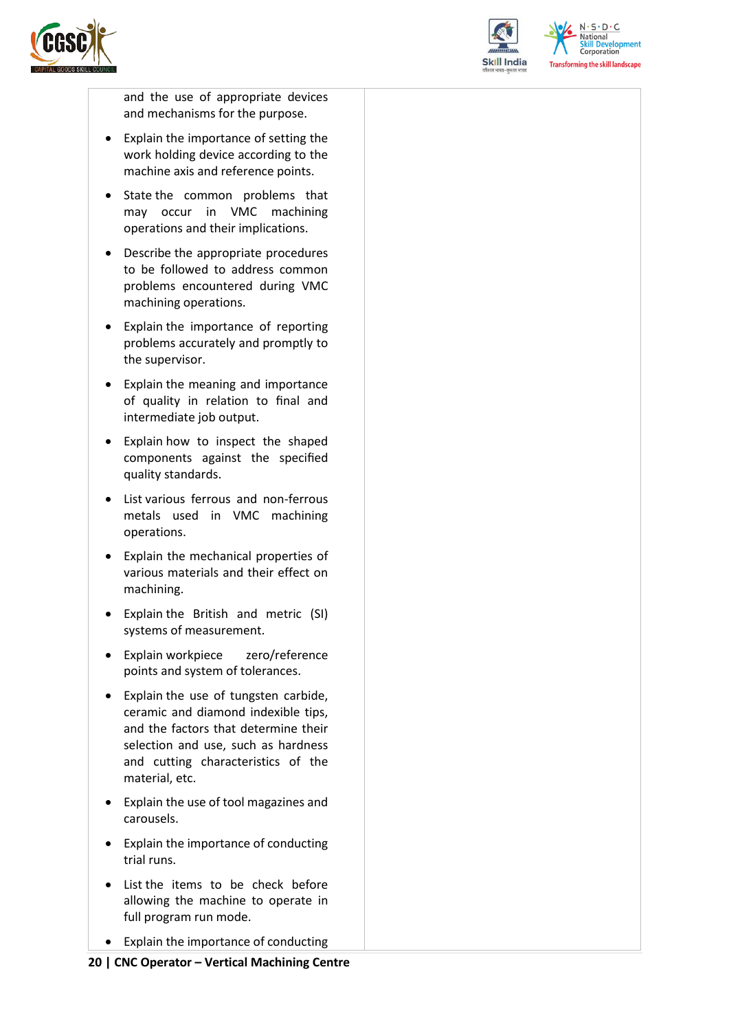| | |
|---|---|
| and the use of appropriate devices and mechanisms for the purpose.<br>• Explain the importance of setting the work holding device according to the machine axis and reference points.<br>• State the common problems that may occur in VMC machining operations and their implications.<br>• Describe the appropriate procedures to be followed to address common problems encountered during VMC machining operations.<br>• Explain the importance of reporting problems accurately and promptly to the supervisor.<br>• Explain the meaning and importance of quality in relation to final and intermediate job output.<br>• Explain how to inspect the shaped components against the specified quality standards.<br>• List various ferrous and non-ferrous metals used in VMC machining operations.<br>• Explain the mechanical properties of various materials and their effect on machining.<br>• Explain the British and metric (SI) systems of measurement.<br>• Explain workpiece zero/reference points and system of tolerances.<br>• Explain the use of tungsten carbide, ceramic and diamond indexible tips, and the factors that determine their selection and use, such as hardness and cutting characteristics of the material, etc.<br>• Explain the use of tool magazines and carousels.<br>• Explain the importance of conducting trial runs.<br>• List the items to be check before allowing the machine to operate in full program run mode.<br>• Explain the importance of conducting | |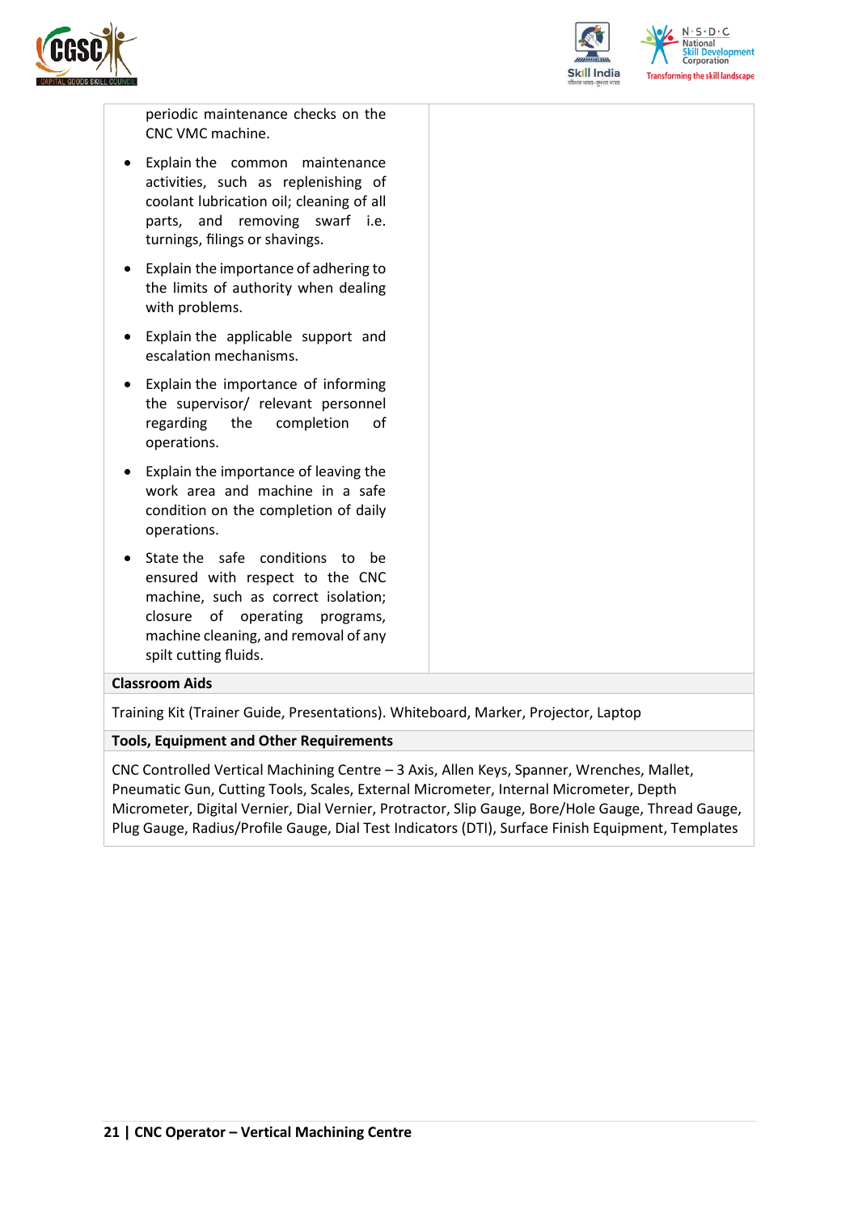| | |
|---|---|
| periodic maintenance checks on the CNC VMC machine.<br>• Explain the common maintenance activities, such as replenishing of coolant lubrication oil; cleaning of all parts, and removing swarf i.e. turnings, filings or shavings.<br>• Explain the importance of adhering to the limits of authority when dealing with problems.<br>• Explain the applicable support and escalation mechanisms.<br>• Explain the importance of informing the supervisor/ relevant personnel regarding the completion of operations.<br>• Explain the importance of leaving the work area and machine in a safe condition on the completion of daily operations.<br>• State the safe conditions to be ensured with respect to the CNC machine, such as correct isolation; closure of operating programs, machine cleaning, and removal of any spilt cutting fluids. | |

**Classroom Aids**

Training Kit (Trainer Guide, Presentations). Whiteboard, Marker, Projector, Laptop

**Tools, Equipment and Other Requirements**

CNC Controlled Vertical Machining Centre – 3 Axis, Allen Keys, Spanner, Wrenches, Mallet, Pneumatic Gun, Cutting Tools, Scales, External Micrometer, Internal Micrometer, Depth Micrometer, Digital Vernier, Dial Vernier, Protractor, Slip Gauge, Bore/Hole Gauge, Thread Gauge, Plug Gauge, Radius/Profile Gauge, Dial Test Indicators (DTI), Surface Finish Equipment, Templates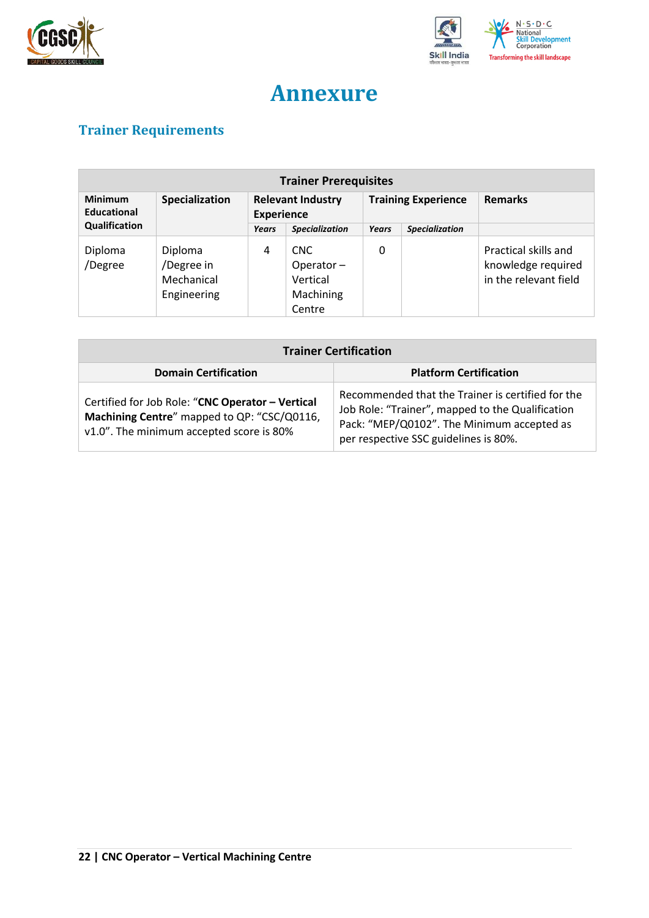# Annexure

## Trainer Requirements

| Trainer Prerequisites | | | | | | |
|---|---|---|---|---|---|---|
| **Minimum Educational Qualification** | **Specialization** | **Relevant Industry Experience** | | **Training Experience** | | **Remarks** |
| | | ***Years*** | ***Specialization*** | ***Years*** | ***Specialization*** | |
| Diploma /Degree | Diploma /Degree in Mechanical Engineering | 4 | CNC Operator – Vertical Machining Centre | 0 | | Practical skills and knowledge required in the relevant field |

| Trainer Certification | |
|---|---|
| **Domain Certification** | **Platform Certification** |
| Certified for Job Role: "**CNC Operator – Vertical Machining Centre**" mapped to QP: "CSC/Q0116, v1.0". The minimum accepted score is 80% | Recommended that the Trainer is certified for the Job Role: "Trainer", mapped to the Qualification Pack: "MEP/Q0102". The Minimum accepted as per respective SSC guidelines is 80%. |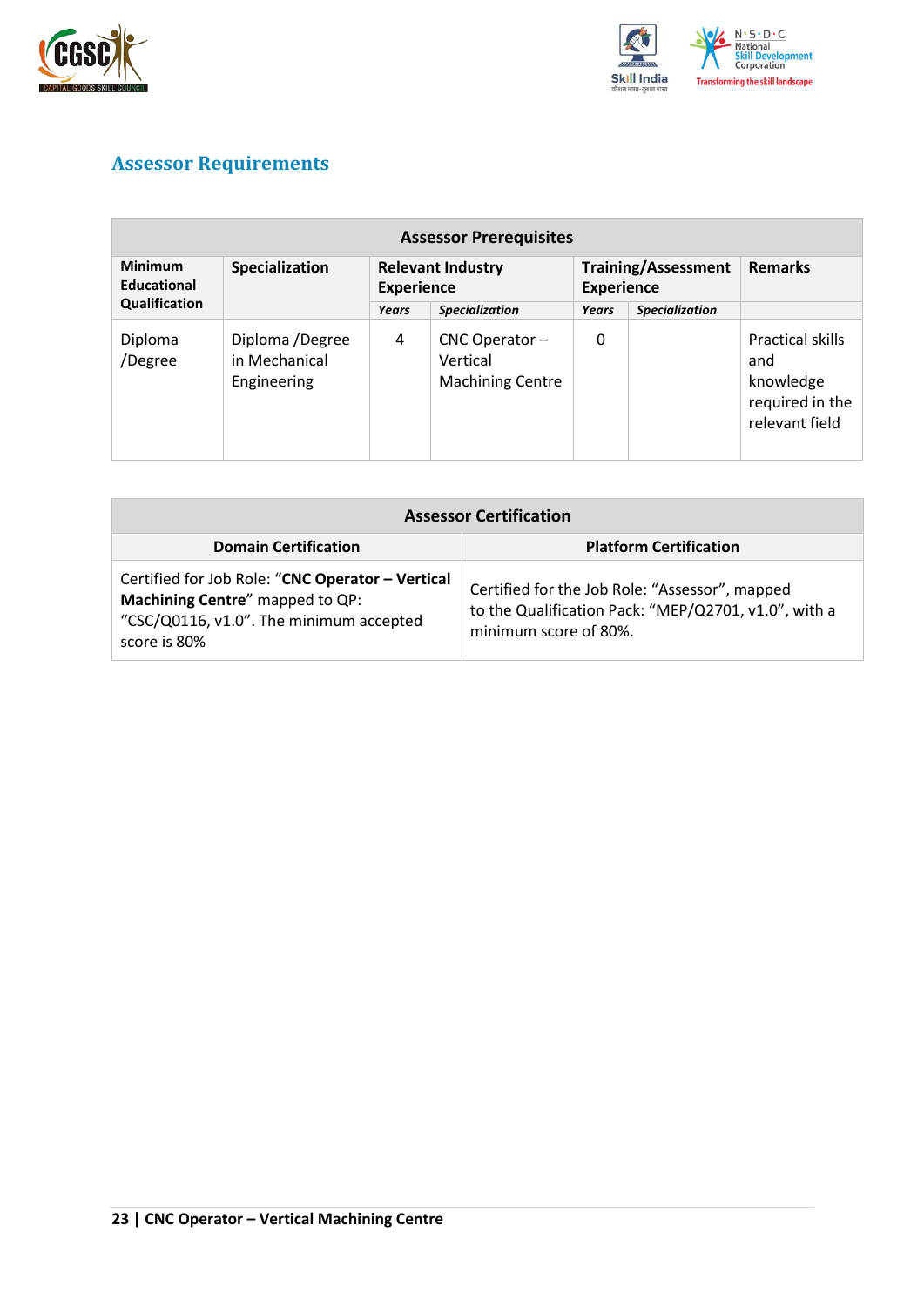## Assessor Requirements

| Assessor Prerequisites | | | | | | |
|---|---|---|---|---|---|---|
| **Minimum Educational Qualification** | **Specialization** | **Relevant Industry Experience** | | **Training/Assessment Experience** | | **Remarks** |
| | | *Years* | *Specialization* | *Years* | *Specialization* | |
| Diploma /Degree | Diploma /Degree in Mechanical Engineering | 4 | CNC Operator – Vertical Machining Centre | 0 | | Practical skills and knowledge required in the relevant field |

| Assessor Certification | |
|---|---|
| **Domain Certification** | **Platform Certification** |
| Certified for Job Role: "**CNC Operator – Vertical Machining Centre**" mapped to QP: "CSC/Q0116, v1.0". The minimum accepted score is 80% | Certified for the Job Role: "Assessor", mapped to the Qualification Pack: "MEP/Q2701, v1.0", with a minimum score of 80%. |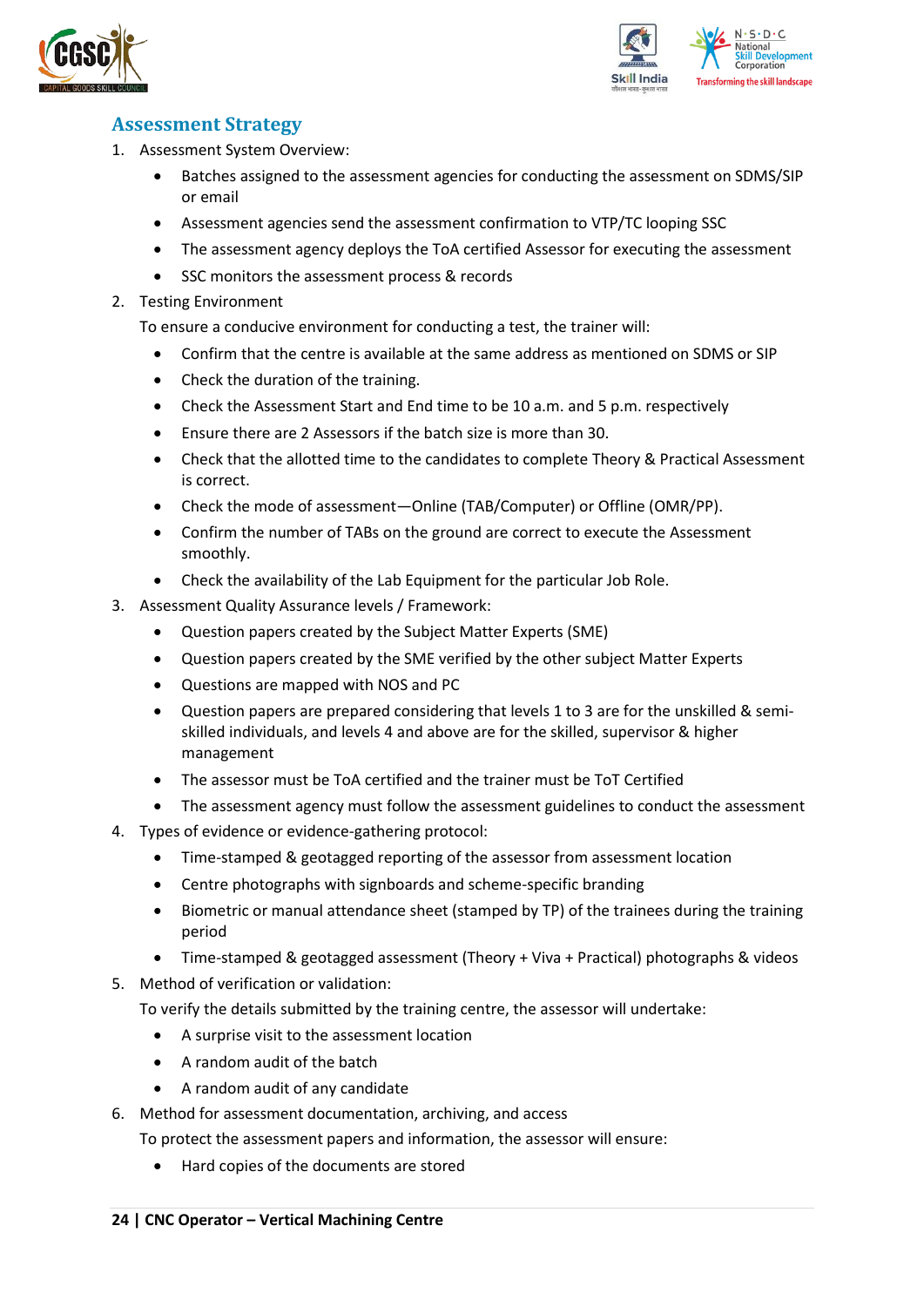## Assessment Strategy

1. Assessment System Overview:
    - Batches assigned to the assessment agencies for conducting the assessment on SDMS/SIP or email
    - Assessment agencies send the assessment confirmation to VTP/TC looping SSC
    - The assessment agency deploys the ToA certified Assessor for executing the assessment
    - SSC monitors the assessment process & records
2. Testing Environment

   To ensure a conducive environment for conducting a test, the trainer will:
    - Confirm that the centre is available at the same address as mentioned on SDMS or SIP
    - Check the duration of the training.
    - Check the Assessment Start and End time to be 10 a.m. and 5 p.m. respectively
    - Ensure there are 2 Assessors if the batch size is more than 30.
    - Check that the allotted time to the candidates to complete Theory & Practical Assessment is correct.
    - Check the mode of assessment—Online (TAB/Computer) or Offline (OMR/PP).
    - Confirm the number of TABs on the ground are correct to execute the Assessment smoothly.
    - Check the availability of the Lab Equipment for the particular Job Role.
3. Assessment Quality Assurance levels / Framework:
    - Question papers created by the Subject Matter Experts (SME)
    - Question papers created by the SME verified by the other subject Matter Experts
    - Questions are mapped with NOS and PC
    - Question papers are prepared considering that levels 1 to 3 are for the unskilled & semi-skilled individuals, and levels 4 and above are for the skilled, supervisor & higher management
    - The assessor must be ToA certified and the trainer must be ToT Certified
    - The assessment agency must follow the assessment guidelines to conduct the assessment
4. Types of evidence or evidence-gathering protocol:
    - Time-stamped & geotagged reporting of the assessor from assessment location
    - Centre photographs with signboards and scheme-specific branding
    - Biometric or manual attendance sheet (stamped by TP) of the trainees during the training period
    - Time-stamped & geotagged assessment (Theory + Viva + Practical) photographs & videos
5. Method of verification or validation:

   To verify the details submitted by the training centre, the assessor will undertake:
    - A surprise visit to the assessment location
    - A random audit of the batch
    - A random audit of any candidate
6. Method for assessment documentation, archiving, and access

   To protect the assessment papers and information, the assessor will ensure:
    - Hard copies of the documents are stored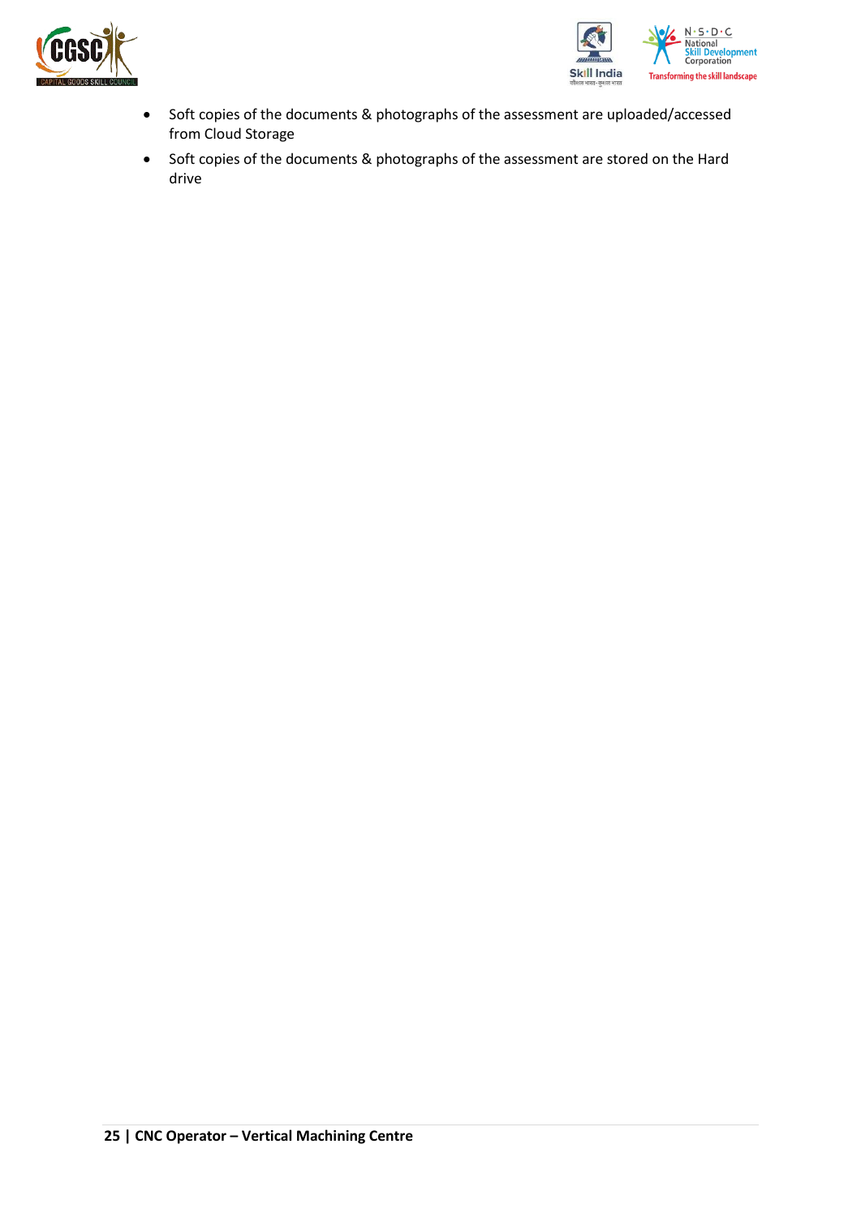- Soft copies of the documents & photographs of the assessment are uploaded/accessed from Cloud Storage
- Soft copies of the documents & photographs of the assessment are stored on the Hard drive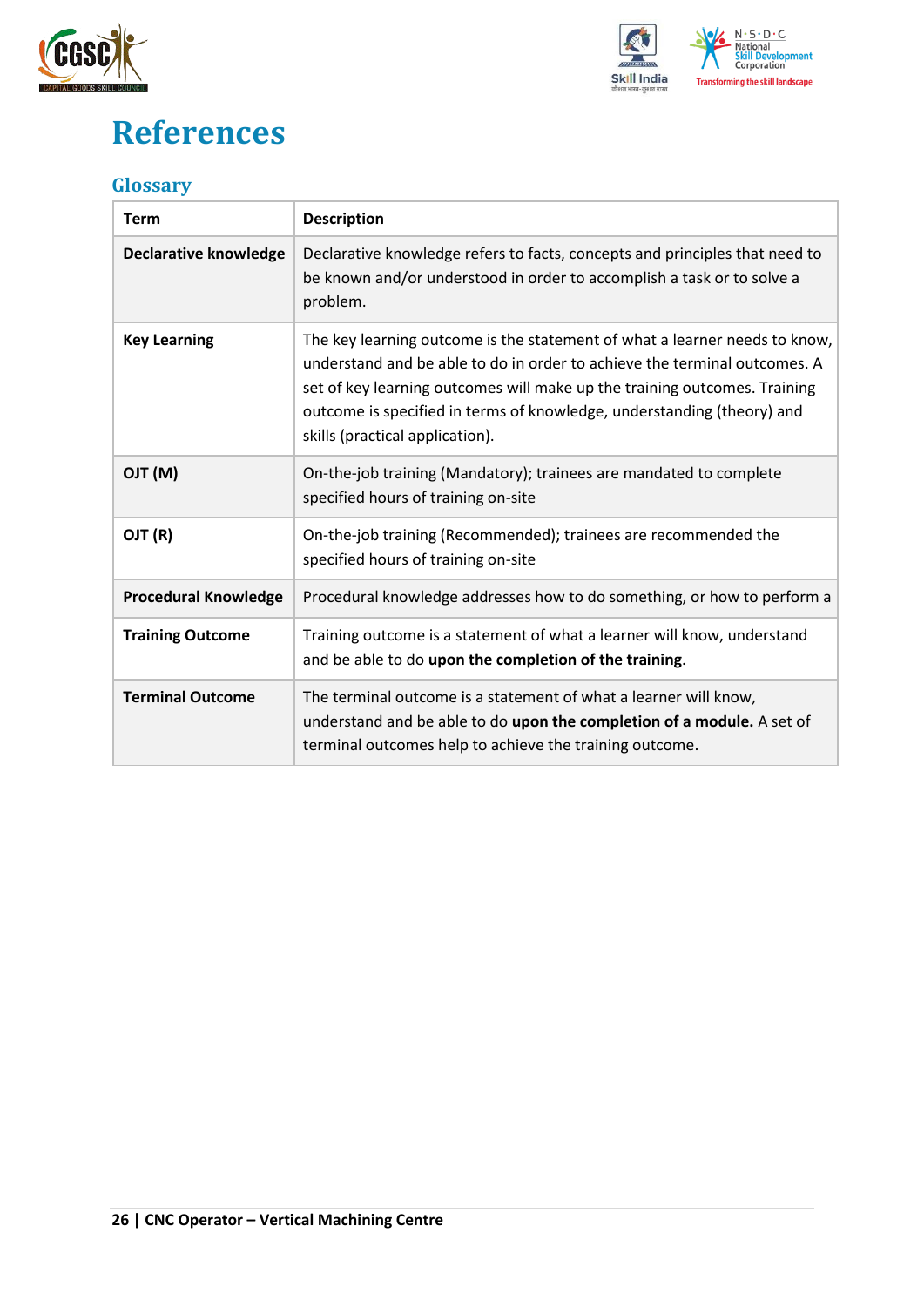# References

## Glossary

| Term | Description |
| --- | --- |
| **Declarative knowledge** | Declarative knowledge refers to facts, concepts and principles that need to be known and/or understood in order to accomplish a task or to solve a problem. |
| **Key Learning** | The key learning outcome is the statement of what a learner needs to know, understand and be able to do in order to achieve the terminal outcomes. A set of key learning outcomes will make up the training outcomes. Training outcome is specified in terms of knowledge, understanding (theory) and skills (practical application). |
| **OJT (M)** | On-the-job training (Mandatory); trainees are mandated to complete specified hours of training on-site |
| **OJT (R)** | On-the-job training (Recommended); trainees are recommended the specified hours of training on-site |
| **Procedural Knowledge** | Procedural knowledge addresses how to do something, or how to perform a |
| **Training Outcome** | Training outcome is a statement of what a learner will know, understand and be able to do **upon the completion of the training**. |
| **Terminal Outcome** | The terminal outcome is a statement of what a learner will know, understand and be able to do **upon the completion of a module.** A set of terminal outcomes help to achieve the training outcome. |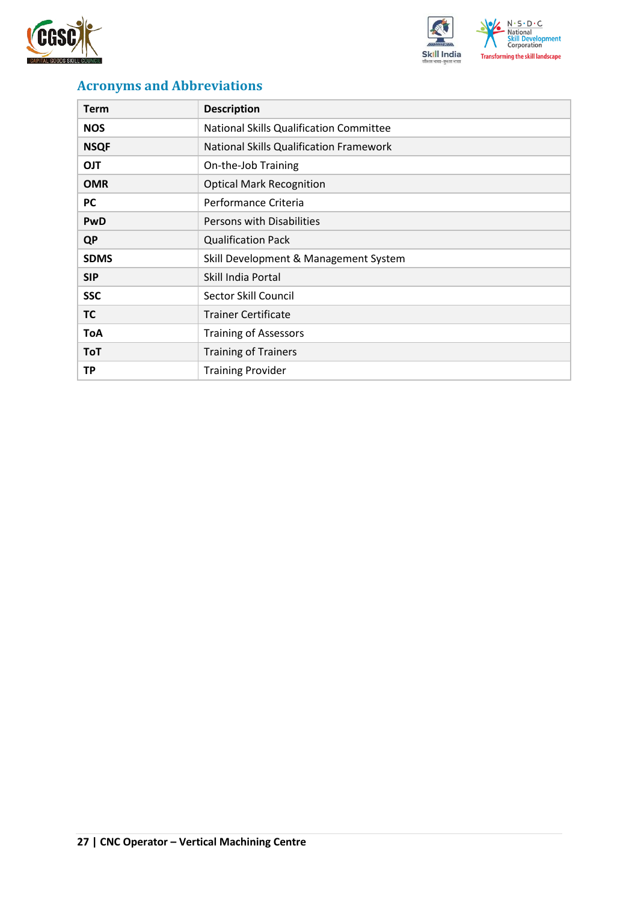## Acronyms and Abbreviations

| Term | Description |
|---|---|
| **NOS** | National Skills Qualification Committee |
| **NSQF** | National Skills Qualification Framework |
| **OJT** | On-the-Job Training |
| **OMR** | Optical Mark Recognition |
| **PC** | Performance Criteria |
| **PwD** | Persons with Disabilities |
| **QP** | Qualification Pack |
| **SDMS** | Skill Development & Management System |
| **SIP** | Skill India Portal |
| **SSC** | Sector Skill Council |
| **TC** | Trainer Certificate |
| **ToA** | Training of Assessors |
| **ToT** | Training of Trainers |
| **TP** | Training Provider |